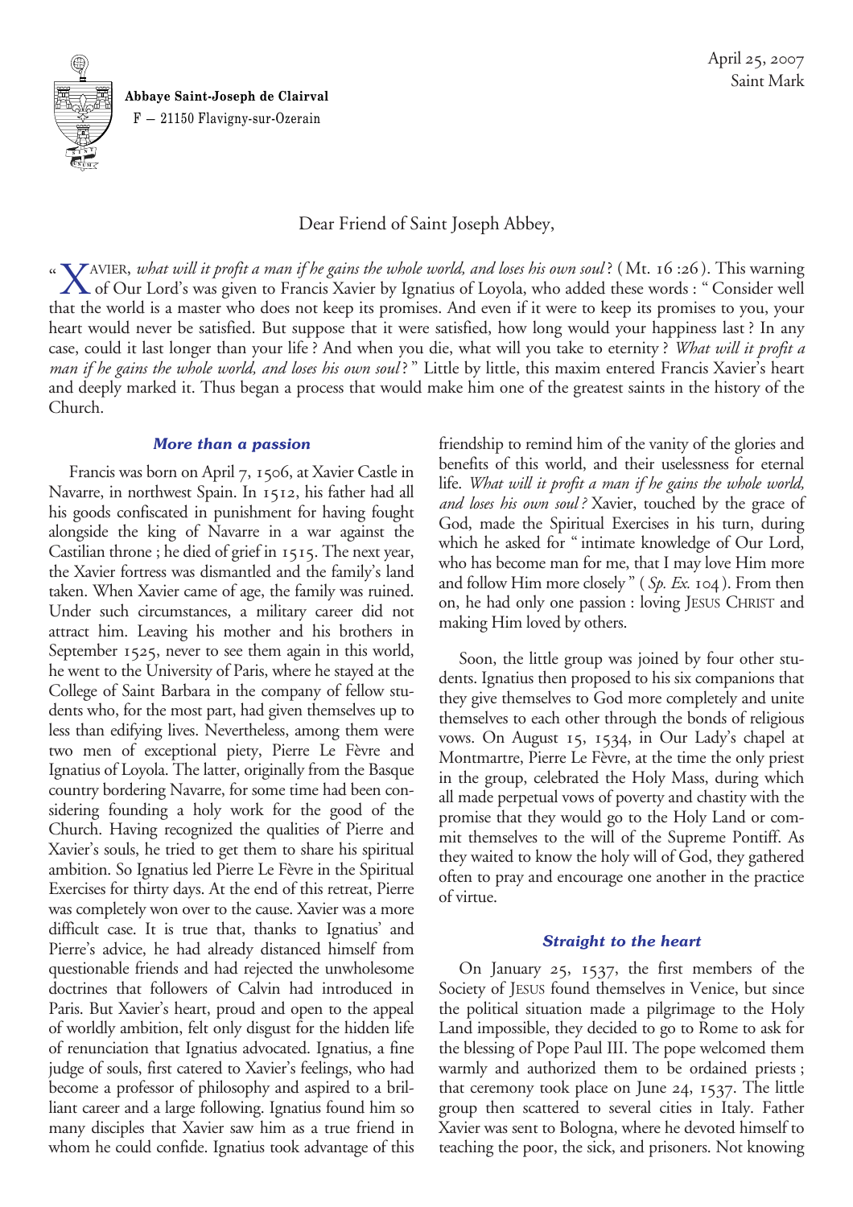**Abbaye Saint-Joseph de Clairval**
F — 21150 Flavigny-sur-Ozerain

April 25, 2007
Saint Mark

Dear Friend of Saint Joseph Abbey,

« XAVIER, *what will it profit a man if he gains the whole world, and loses his own soul* ? (Mt. 16:26). This warning of Our Lord's was given to Francis Xavier by Ignatius of Loyola, who added these words : " Consider well that the world is a master who does not keep its promises. And even if it were to keep its promises to you, your heart would never be satisfied. But suppose that it were satisfied, how long would your happiness last ? In any case, could it last longer than your life ? And when you die, what will you take to eternity ? *What will it profit a man if he gains the whole world, and loses his own soul* ? " Little by little, this maxim entered Francis Xavier's heart and deeply marked it. Thus began a process that would make him one of the greatest saints in the history of the Church.

### *More than a passion*

Francis was born on April 7, 1506, at Xavier Castle in Navarre, in northwest Spain. In 1512, his father had all his goods confiscated in punishment for having fought alongside the king of Navarre in a war against the Castilian throne ; he died of grief in 1515. The next year, the Xavier fortress was dismantled and the family's land taken. When Xavier came of age, the family was ruined. Under such circumstances, a military career did not attract him. Leaving his mother and his brothers in September 1525, never to see them again in this world, he went to the University of Paris, where he stayed at the College of Saint Barbara in the company of fellow students who, for the most part, had given themselves up to less than edifying lives. Nevertheless, among them were two men of exceptional piety, Pierre Le Fèvre and Ignatius of Loyola. The latter, originally from the Basque country bordering Navarre, for some time had been considering founding a holy work for the good of the Church. Having recognized the qualities of Pierre and Xavier's souls, he tried to get them to share his spiritual ambition. So Ignatius led Pierre Le Fèvre in the Spiritual Exercises for thirty days. At the end of this retreat, Pierre was completely won over to the cause. Xavier was a more difficult case. It is true that, thanks to Ignatius' and Pierre's advice, he had already distanced himself from questionable friends and had rejected the unwholesome doctrines that followers of Calvin had introduced in Paris. But Xavier's heart, proud and open to the appeal of worldly ambition, felt only disgust for the hidden life of renunciation that Ignatius advocated. Ignatius, a fine judge of souls, first catered to Xavier's feelings, who had become a professor of philosophy and aspired to a brilliant career and a large following. Ignatius found him so many disciples that Xavier saw him as a true friend in whom he could confide. Ignatius took advantage of this friendship to remind him of the vanity of the glories and benefits of this world, and their uselessness for eternal life. *What will it profit a man if he gains the whole world, and loses his own soul ?* Xavier, touched by the grace of God, made the Spiritual Exercises in his turn, during which he asked for " intimate knowledge of Our Lord, who has become man for me, that I may love Him more and follow Him more closely " (*Sp. Ex.* 104). From then on, he had only one passion : loving JESUS CHRIST and making Him loved by others.

Soon, the little group was joined by four other students. Ignatius then proposed to his six companions that they give themselves to God more completely and unite themselves to each other through the bonds of religious vows. On August 15, 1534, in Our Lady's chapel at Montmartre, Pierre Le Fèvre, at the time the only priest in the group, celebrated the Holy Mass, during which all made perpetual vows of poverty and chastity with the promise that they would go to the Holy Land or commit themselves to the will of the Supreme Pontiff. As they waited to know the holy will of God, they gathered often to pray and encourage one another in the practice of virtue.

### *Straight to the heart*

On January 25, 1537, the first members of the Society of JESUS found themselves in Venice, but since the political situation made a pilgrimage to the Holy Land impossible, they decided to go to Rome to ask for the blessing of Pope Paul III. The pope welcomed them warmly and authorized them to be ordained priests ; that ceremony took place on June 24, 1537. The little group then scattered to several cities in Italy. Father Xavier was sent to Bologna, where he devoted himself to teaching the poor, the sick, and prisoners. Not knowing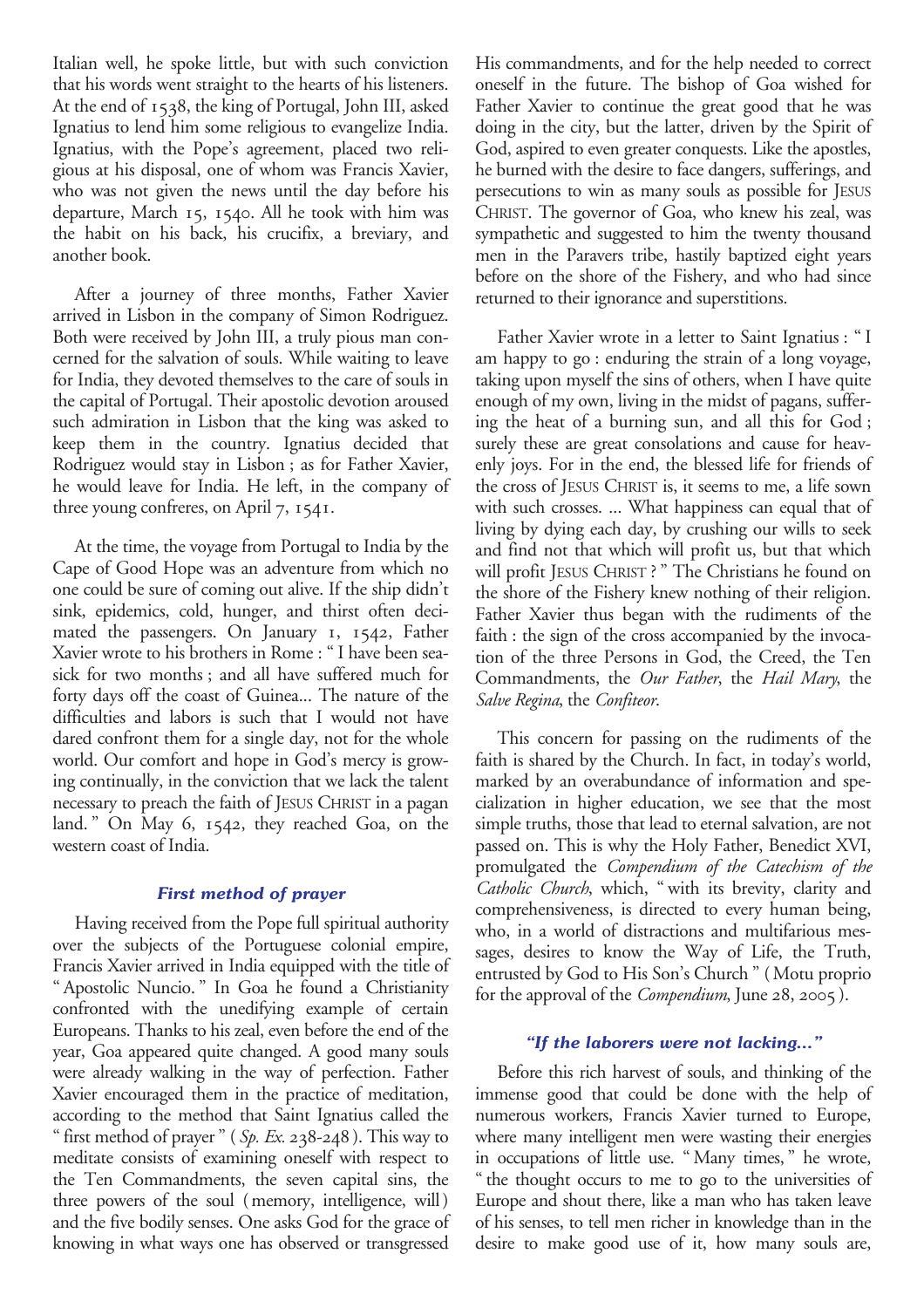Italian well, he spoke little, but with such conviction that his words went straight to the hearts of his listeners. At the end of 1538, the king of Portugal, John III, asked Ignatius to lend him some religious to evangelize India. Ignatius, with the Pope's agreement, placed two religious at his disposal, one of whom was Francis Xavier, who was not given the news until the day before his departure, March 15, 1540. All he took with him was the habit on his back, his crucifix, a breviary, and another book.

After a journey of three months, Father Xavier arrived in Lisbon in the company of Simon Rodriguez. Both were received by John III, a truly pious man concerned for the salvation of souls. While waiting to leave for India, they devoted themselves to the care of souls in the capital of Portugal. Their apostolic devotion aroused such admiration in Lisbon that the king was asked to keep them in the country. Ignatius decided that Rodriguez would stay in Lisbon ; as for Father Xavier, he would leave for India. He left, in the company of three young confreres, on April 7, 1541.

At the time, the voyage from Portugal to India by the Cape of Good Hope was an adventure from which no one could be sure of coming out alive. If the ship didn't sink, epidemics, cold, hunger, and thirst often decimated the passengers. On January 1, 1542, Father Xavier wrote to his brothers in Rome : " I have been seasick for two months ; and all have suffered much for forty days off the coast of Guinea... The nature of the difficulties and labors is such that I would not have dared confront them for a single day, not for the whole world. Our comfort and hope in God's mercy is growing continually, in the conviction that we lack the talent necessary to preach the faith of JESUS CHRIST in a pagan land. " On May 6, 1542, they reached Goa, on the western coast of India.

### *First method of prayer*

Having received from the Pope full spiritual authority over the subjects of the Portuguese colonial empire, Francis Xavier arrived in India equipped with the title of " Apostolic Nuncio. " In Goa he found a Christianity confronted with the unedifying example of certain Europeans. Thanks to his zeal, even before the end of the year, Goa appeared quite changed. A good many souls were already walking in the way of perfection. Father Xavier encouraged them in the practice of meditation, according to the method that Saint Ignatius called the " first method of prayer " ( *Sp. Ex.* 238-248 ). This way to meditate consists of examining oneself with respect to the Ten Commandments, the seven capital sins, the three powers of the soul ( memory, intelligence, will ) and the five bodily senses. One asks God for the grace of knowing in what ways one has observed or transgressed His commandments, and for the help needed to correct oneself in the future. The bishop of Goa wished for Father Xavier to continue the great good that he was doing in the city, but the latter, driven by the Spirit of God, aspired to even greater conquests. Like the apostles, he burned with the desire to face dangers, sufferings, and persecutions to win as many souls as possible for JESUS CHRIST. The governor of Goa, who knew his zeal, was sympathetic and suggested to him the twenty thousand men in the Paravers tribe, hastily baptized eight years before on the shore of the Fishery, and who had since returned to their ignorance and superstitions.

Father Xavier wrote in a letter to Saint Ignatius : " I am happy to go : enduring the strain of a long voyage, taking upon myself the sins of others, when I have quite enough of my own, living in the midst of pagans, suffering the heat of a burning sun, and all this for God ; surely these are great consolations and cause for heavenly joys. For in the end, the blessed life for friends of the cross of JESUS CHRIST is, it seems to me, a life sown with such crosses. ... What happiness can equal that of living by dying each day, by crushing our wills to seek and find not that which will profit us, but that which will profit JESUS CHRIST ? " The Christians he found on the shore of the Fishery knew nothing of their religion. Father Xavier thus began with the rudiments of the faith : the sign of the cross accompanied by the invocation of the three Persons in God, the Creed, the Ten Commandments, the *Our Father*, the *Hail Mary*, the *Salve Regina*, the *Confiteor*.

This concern for passing on the rudiments of the faith is shared by the Church. In fact, in today's world, marked by an overabundance of information and specialization in higher education, we see that the most simple truths, those that lead to eternal salvation, are not passed on. This is why the Holy Father, Benedict XVI, promulgated the *Compendium of the Catechism of the Catholic Church*, which, " with its brevity, clarity and comprehensiveness, is directed to every human being, who, in a world of distractions and multifarious messages, desires to know the Way of Life, the Truth, entrusted by God to His Son's Church " ( Motu proprio for the approval of the *Compendium*, June 28, 2005 ).

### *"If the laborers were not lacking..."*

Before this rich harvest of souls, and thinking of the immense good that could be done with the help of numerous workers, Francis Xavier turned to Europe, where many intelligent men were wasting their energies in occupations of little use. " Many times, " he wrote, " the thought occurs to me to go to the universities of Europe and shout there, like a man who has taken leave of his senses, to tell men richer in knowledge than in the desire to make good use of it, how many souls are,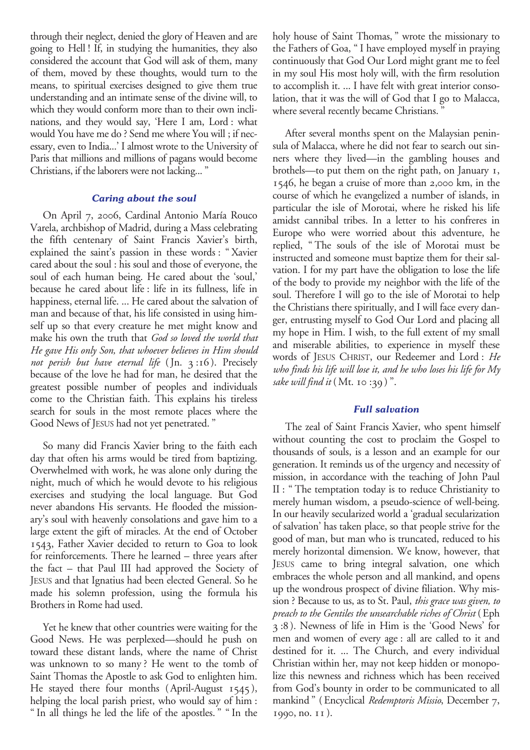through their neglect, denied the glory of Heaven and are going to Hell ! If, in studying the humanities, they also considered the account that God will ask of them, many of them, moved by these thoughts, would turn to the means, to spiritual exercises designed to give them true understanding and an intimate sense of the divine will, to which they would conform more than to their own inclinations, and they would say, 'Here I am, Lord : what would You have me do ? Send me where You will ; if necessary, even to India...' I almost wrote to the University of Paris that millions and millions of pagans would become Christians, if the laborers were not lacking... "

### *Caring about the soul*

On April 7, 2006, Cardinal Antonio María Rouco Varela, archbishop of Madrid, during a Mass celebrating the fifth centenary of Saint Francis Xavier's birth, explained the saint's passion in these words : " Xavier cared about the soul : his soul and those of everyone, the soul of each human being. He cared about the 'soul,' because he cared about life : life in its fullness, life in happiness, eternal life. ... He cared about the salvation of man and because of that, his life consisted in using himself up so that every creature he met might know and make his own the truth that *God so loved the world that He gave His only Son, that whoever believes in Him should not perish but have eternal life* (Jn. 3 :16). Precisely because of the love he had for man, he desired that the greatest possible number of peoples and individuals come to the Christian faith. This explains his tireless search for souls in the most remote places where the Good News of JESUS had not yet penetrated. "

So many did Francis Xavier bring to the faith each day that often his arms would be tired from baptizing. Overwhelmed with work, he was alone only during the night, much of which he would devote to his religious exercises and studying the local language. But God never abandons His servants. He flooded the missionary's soul with heavenly consolations and gave him to a large extent the gift of miracles. At the end of October 1543, Father Xavier decided to return to Goa to look for reinforcements. There he learned – three years after the fact – that Paul III had approved the Society of JESUS and that Ignatius had been elected General. So he made his solemn profession, using the formula his Brothers in Rome had used.

Yet he knew that other countries were waiting for the Good News. He was perplexed—should he push on toward these distant lands, where the name of Christ was unknown to so many ? He went to the tomb of Saint Thomas the Apostle to ask God to enlighten him. He stayed there four months (April-August 1545), helping the local parish priest, who would say of him : " In all things he led the life of the apostles. " " In the holy house of Saint Thomas, " wrote the missionary to the Fathers of Goa, " I have employed myself in praying continuously that God Our Lord might grant me to feel in my soul His most holy will, with the firm resolution to accomplish it. ... I have felt with great interior consolation, that it was the will of God that I go to Malacca, where several recently became Christians. "

After several months spent on the Malaysian peninsula of Malacca, where he did not fear to search out sinners where they lived—in the gambling houses and brothels—to put them on the right path, on January 1, 1546, he began a cruise of more than 2,000 km, in the course of which he evangelized a number of islands, in particular the isle of Morotai, where he risked his life amidst cannibal tribes. In a letter to his confreres in Europe who were worried about this adventure, he replied, " The souls of the isle of Morotai must be instructed and someone must baptize them for their salvation. I for my part have the obligation to lose the life of the body to provide my neighbor with the life of the soul. Therefore I will go to the isle of Morotai to help the Christians there spiritually, and I will face every danger, entrusting myself to God Our Lord and placing all my hope in Him. I wish, to the full extent of my small and miserable abilities, to experience in myself these words of JESUS CHRIST, our Redeemer and Lord : *He who finds his life will lose it, and he who loses his life for My sake will find it* (Mt. 10 :39) ".

### *Full salvation*

The zeal of Saint Francis Xavier, who spent himself without counting the cost to proclaim the Gospel to thousands of souls, is a lesson and an example for our generation. It reminds us of the urgency and necessity of mission, in accordance with the teaching of John Paul II : " The temptation today is to reduce Christianity to merely human wisdom, a pseudo-science of well-being. In our heavily secularized world a 'gradual secularization of salvation' has taken place, so that people strive for the good of man, but man who is truncated, reduced to his merely horizontal dimension. We know, however, that JESUS came to bring integral salvation, one which embraces the whole person and all mankind, and opens up the wondrous prospect of divine filiation. Why mission ? Because to us, as to St. Paul, *this grace was given, to preach to the Gentiles the unsearchable riches of Christ* (Eph 3 :8). Newness of life in Him is the 'Good News' for men and women of every age : all are called to it and destined for it. ... The Church, and every individual Christian within her, may not keep hidden or monopolize this newness and richness which has been received from God's bounty in order to be communicated to all mankind " (Encyclical *Redemptoris Missio*, December 7, 1990, no. 11).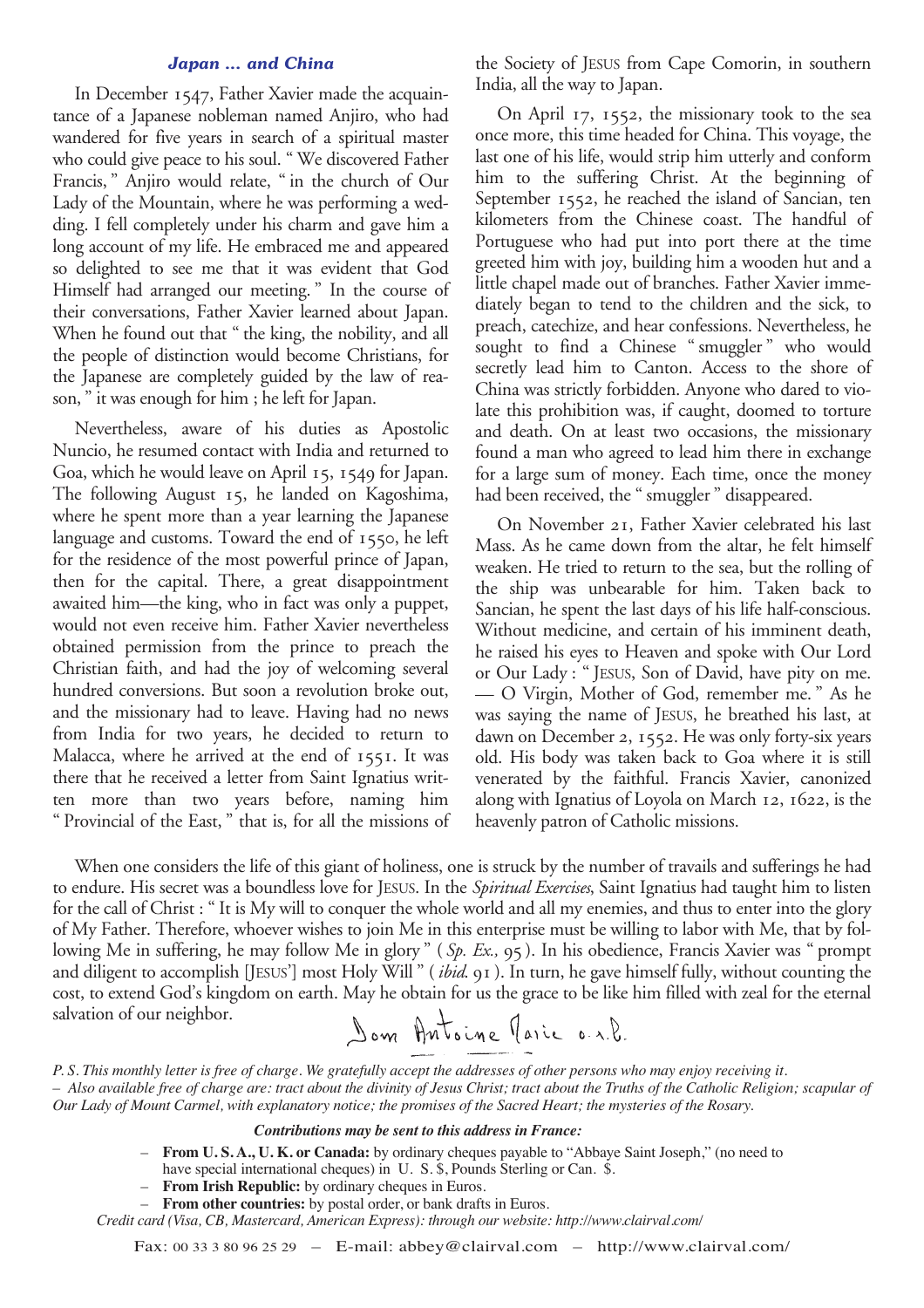### *Japan … and China*

In December 1547, Father Xavier made the acquaintance of a Japanese nobleman named Anjiro, who had wandered for five years in search of a spiritual master who could give peace to his soul. " We discovered Father Francis, " Anjiro would relate, " in the church of Our Lady of the Mountain, where he was performing a wedding. I fell completely under his charm and gave him a long account of my life. He embraced me and appeared so delighted to see me that it was evident that God Himself had arranged our meeting. " In the course of their conversations, Father Xavier learned about Japan. When he found out that " the king, the nobility, and all the people of distinction would become Christians, for the Japanese are completely guided by the law of reason, " it was enough for him ; he left for Japan.

Nevertheless, aware of his duties as Apostolic Nuncio, he resumed contact with India and returned to Goa, which he would leave on April 15, 1549 for Japan. The following August 15, he landed on Kagoshima, where he spent more than a year learning the Japanese language and customs. Toward the end of 1550, he left for the residence of the most powerful prince of Japan, then for the capital. There, a great disappointment awaited him—the king, who in fact was only a puppet, would not even receive him. Father Xavier nevertheless obtained permission from the prince to preach the Christian faith, and had the joy of welcoming several hundred conversions. But soon a revolution broke out, and the missionary had to leave. Having had no news from India for two years, he decided to return to Malacca, where he arrived at the end of 1551. It was there that he received a letter from Saint Ignatius written more than two years before, naming him " Provincial of the East, " that is, for all the missions of the Society of JESUS from Cape Comorin, in southern India, all the way to Japan.

On April 17, 1552, the missionary took to the sea once more, this time headed for China. This voyage, the last one of his life, would strip him utterly and conform him to the suffering Christ. At the beginning of September 1552, he reached the island of Sancian, ten kilometers from the Chinese coast. The handful of Portuguese who had put into port there at the time greeted him with joy, building him a wooden hut and a little chapel made out of branches. Father Xavier immediately began to tend to the children and the sick, to preach, catechize, and hear confessions. Nevertheless, he sought to find a Chinese " smuggler " who would secretly lead him to Canton. Access to the shore of China was strictly forbidden. Anyone who dared to violate this prohibition was, if caught, doomed to torture and death. On at least two occasions, the missionary found a man who agreed to lead him there in exchange for a large sum of money. Each time, once the money had been received, the " smuggler " disappeared.

On November 21, Father Xavier celebrated his last Mass. As he came down from the altar, he felt himself weaken. He tried to return to the sea, but the rolling of the ship was unbearable for him. Taken back to Sancian, he spent the last days of his life half-conscious. Without medicine, and certain of his imminent death, he raised his eyes to Heaven and spoke with Our Lord or Our Lady : " JESUS, Son of David, have pity on me. — O Virgin, Mother of God, remember me. " As he was saying the name of JESUS, he breathed his last, at dawn on December 2, 1552. He was only forty-six years old. His body was taken back to Goa where it is still venerated by the faithful. Francis Xavier, canonized along with Ignatius of Loyola on March 12, 1622, is the heavenly patron of Catholic missions.

When one considers the life of this giant of holiness, one is struck by the number of travails and sufferings he had to endure. His secret was a boundless love for JESUS. In the *Spiritual Exercises*, Saint Ignatius had taught him to listen for the call of Christ : " It is My will to conquer the whole world and all my enemies, and thus to enter into the glory of My Father. Therefore, whoever wishes to join Me in this enterprise must be willing to labor with Me, that by following Me in suffering, he may follow Me in glory " ( *Sp. Ex.,* 95 ). In his obedience, Francis Xavier was " prompt and diligent to accomplish [JESUS'] most Holy Will " ( *ibid.* 91 ). In turn, he gave himself fully, without counting the cost, to extend God's kingdom on earth. May he obtain for us the grace to be like him filled with zeal for the eternal salvation of our neighbor.

Dom Antoine Marie o.s.b.

*P. S. This monthly letter is free of charge. We gratefully accept the addresses of other persons who may enjoy receiving it.*
*– Also available free of charge are: tract about the divinity of Jesus Christ; tract about the Truths of the Catholic Religion; scapular of Our Lady of Mount Carmel, with explanatory notice; the promises of the Sacred Heart; the mysteries of the Rosary.*

***Contributions may be sent to this address in France:***

- **From U. S. A., U. K. or Canada:** by ordinary cheques payable to "Abbaye Saint Joseph," (no need to have special international cheques) in U. S. $, Pounds Sterling or Can. $.
- **From Irish Republic:** by ordinary cheques in Euros.
- **From other countries:** by postal order, or bank drafts in Euros.

*Credit card (Visa, CB, Mastercard, American Express): through our website: http://www.clairval.com/*

Fax: 00 33 3 80 96 25 29 – E-mail: abbey@clairval.com – http://www.clairval.com/